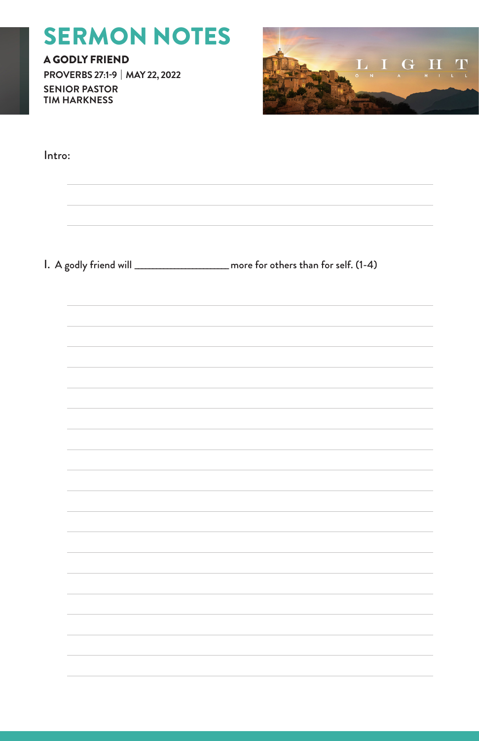# SERMON NOTES

**A GODLY FRIEND**

**PROVERBS 27:1-9 | MAY 22, 2022**

**SENIOR PASTOR**
**TIM HARKNESS**

Intro:

I. A godly friend will ________________ more for others than for self. (1-4)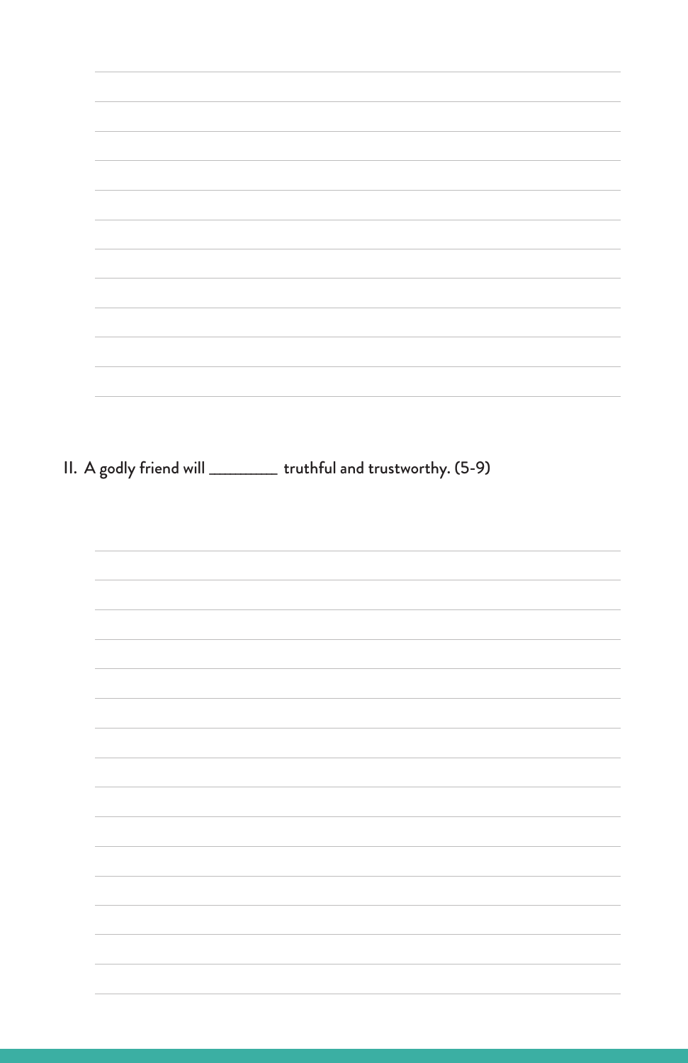II. A godly friend will ________ truthful and trustworthy. (5-9)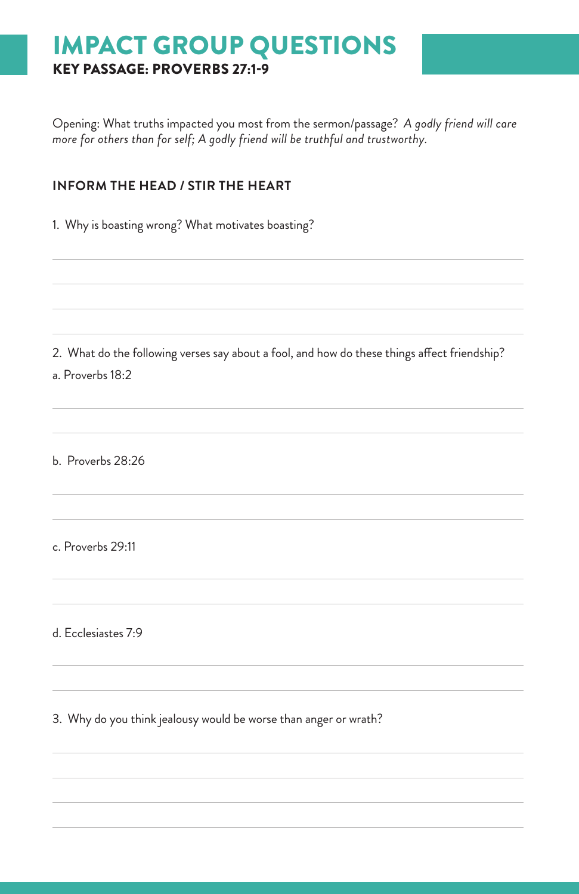# IMPACT GROUP QUESTIONS

## KEY PASSAGE: PROVERBS 27:1-9

Opening: What truths impacted you most from the sermon/passage? *A godly friend will care more for others than for self; A godly friend will be truthful and trustworthy.*

### INFORM THE HEAD / STIR THE HEART

1. Why is boasting wrong? What motivates boasting?

2. What do the following verses say about a fool, and how do these things affect friendship?

   a. Proverbs 18:2

   b. Proverbs 28:26

   c. Proverbs 29:11

   d. Ecclesiastes 7:9

3. Why do you think jealousy would be worse than anger or wrath?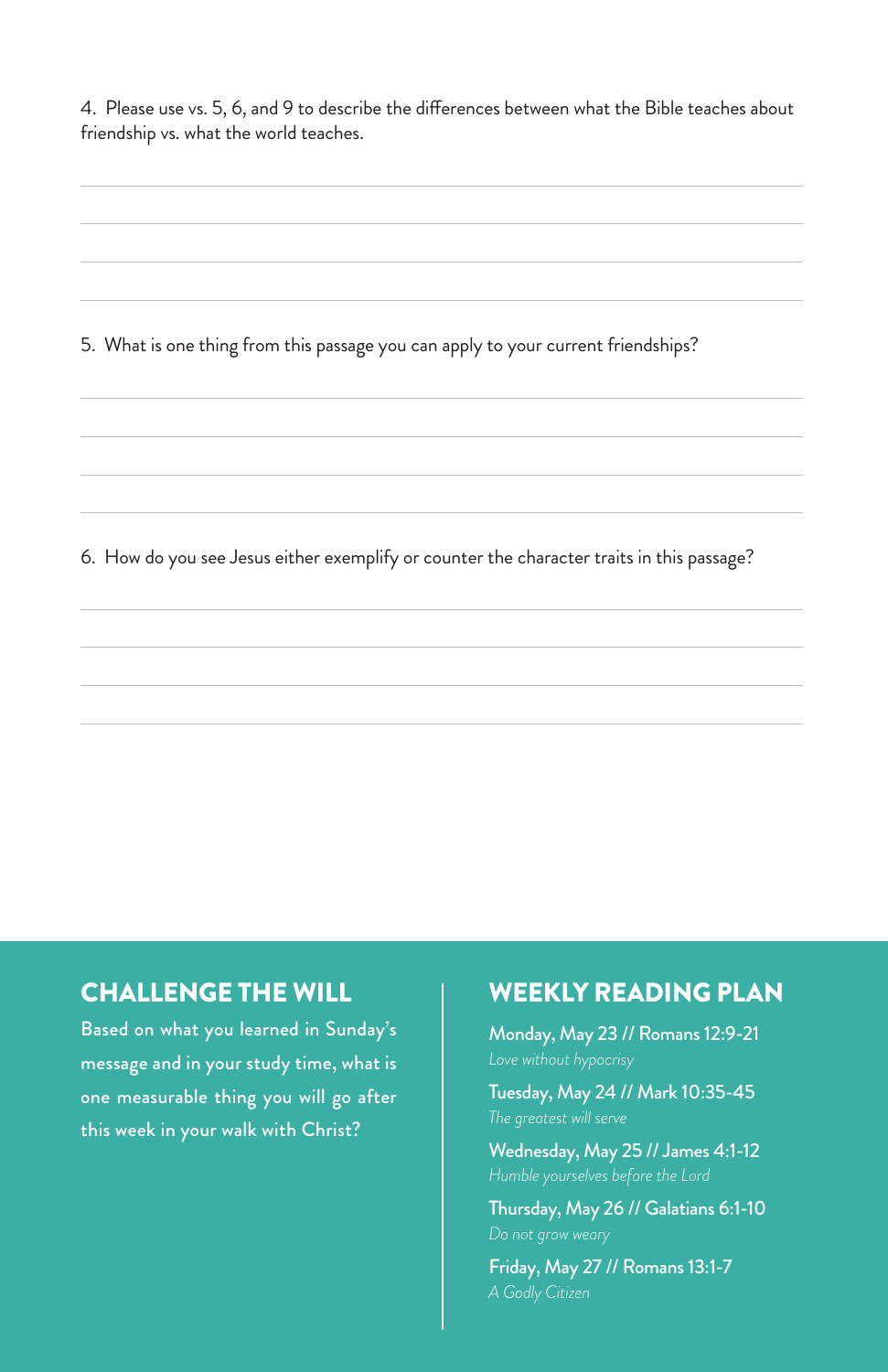4. Please use vs. 5, 6, and 9 to describe the differences between what the Bible teaches about friendship vs. what the world teaches.

5. What is one thing from this passage you can apply to your current friendships?

6. How do you see Jesus either exemplify or counter the character traits in this passage?

## CHALLENGE THE WILL

Based on what you learned in Sunday's message and in your study time, what is one measurable thing you will go after this week in your walk with Christ?

## WEEKLY READING PLAN

Monday, May 23 // Romans 12:9-21
*Love without hypocrisy*

Tuesday, May 24 // Mark 10:35-45
*The greatest will serve*

Wednesday, May 25 // James 4:1-12
*Humble yourselves before the Lord*

Thursday, May 26 // Galatians 6:1-10
*Do not grow weary*

Friday, May 27 // Romans 13:1-7
*A Godly Citizen*